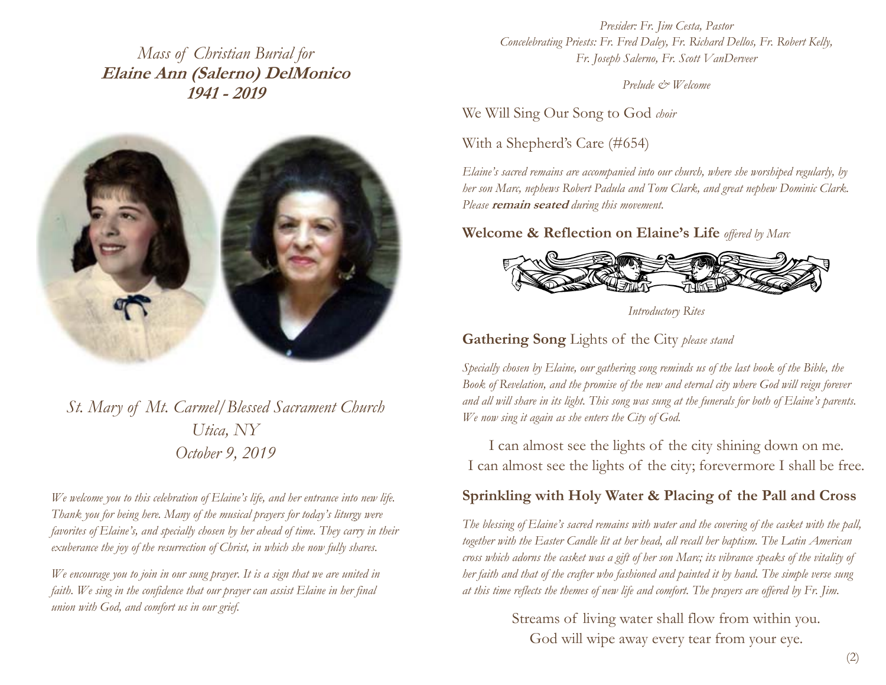*Mass of Christian Burial for*
**Elaine Ann (Salerno) DelMonico**
***1941 - 2019***

*St. Mary of Mt. Carmel/Blessed Sacrament Church*
*Utica, NY*
*October 9, 2019*

*We welcome you to this celebration of Elaine's life, and her entrance into new life. Thank you for being here. Many of the musical prayers for today's liturgy were favorites of Elaine's, and specially chosen by her ahead of time. They carry in their exuberance the joy of the resurrection of Christ, in which she now fully shares.*

*We encourage you to join in our sung prayer. It is a sign that we are united in faith. We sing in the confidence that our prayer can assist Elaine in her final union with God, and comfort us in our grief.*

*Presider: Fr. Jim Cesta, Pastor*
*Concelebrating Priests: Fr. Fred Daley, Fr. Richard Dellos, Fr. Robert Kelly, Fr. Joseph Salerno, Fr. Scott VanDerveer*

*Prelude & Welcome*

We Will Sing Our Song to God *choir*

With a Shepherd's Care (#654)

*Elaine's sacred remains are accompanied into our church, where she worshiped regularly, by her son Marc, nephews Robert Padula and Tom Clark, and great nephew Dominic Clark. Please* ***remain seated*** *during this movement.*

**Welcome & Reflection on Elaine's Life** *offered by Marc*

*Introductory Rites*

**Gathering Song** Lights of the City *please stand*

*Specially chosen by Elaine, our gathering song reminds us of the last book of the Bible, the Book of Revelation, and the promise of the new and eternal city where God will reign forever and all will share in its light. This song was sung at the funerals for both of Elaine's parents. We now sing it again as she enters the City of God.*

I can almost see the lights of the city shining down on me.
I can almost see the lights of the city; forevermore I shall be free.

**Sprinkling with Holy Water & Placing of the Pall and Cross**

*The blessing of Elaine's sacred remains with water and the covering of the casket with the pall, together with the Easter Candle lit at her head, all recall her baptism. The Latin American cross which adorns the casket was a gift of her son Marc; its vibrance speaks of the vitality of her faith and that of the crafter who fashioned and painted it by hand. The simple verse sung at this time reflects the themes of new life and comfort. The prayers are offered by Fr. Jim.*

Streams of living water shall flow from within you.
God will wipe away every tear from your eye.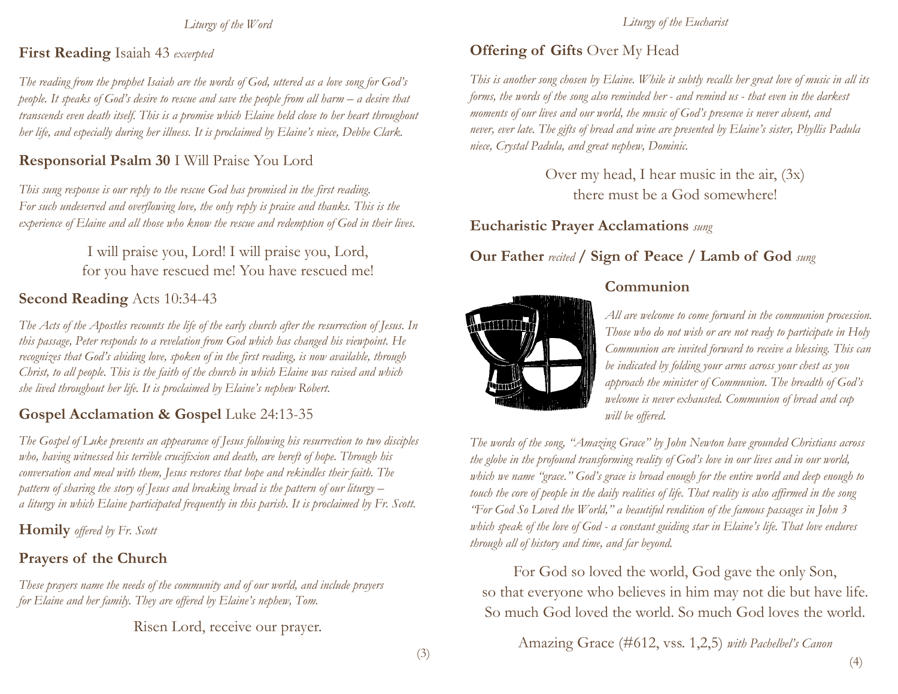## Liturgy of the Word

**First Reading** Isaiah 43 *excerpted*

*The reading from the prophet Isaiah are the words of God, uttered as a love song for God's people. It speaks of God's desire to rescue and save the people from all harm – a desire that transcends even death itself. This is a promise which Elaine held close to her heart throughout her life, and especially during her illness. It is proclaimed by Elaine's niece, Debbe Clark.*

**Responsorial Psalm 30** I Will Praise You Lord

*This sung response is our reply to the rescue God has promised in the first reading. For such undeserved and overflowing love, the only reply is praise and thanks. This is the experience of Elaine and all those who know the rescue and redemption of God in their lives.*

I will praise you, Lord! I will praise you, Lord,
for you have rescued me! You have rescued me!

**Second Reading** Acts 10:34-43

*The Acts of the Apostles recounts the life of the early church after the resurrection of Jesus. In this passage, Peter responds to a revelation from God which has changed his viewpoint. He recognizes that God's abiding love, spoken of in the first reading, is now available, through Christ, to all people. This is the faith of the church in which Elaine was raised and which she lived throughout her life. It is proclaimed by Elaine's nephew Robert.*

**Gospel Acclamation & Gospel** Luke 24:13-35

*The Gospel of Luke presents an appearance of Jesus following his resurrection to two disciples who, having witnessed his terrible crucifixion and death, are bereft of hope. Through his conversation and meal with them, Jesus restores that hope and rekindles their faith. The pattern of sharing the story of Jesus and breaking bread is the pattern of our liturgy – a liturgy in which Elaine participated frequently in this parish. It is proclaimed by Fr. Scott.*

**Homily** *offered by Fr. Scott*

**Prayers of the Church**

*These prayers name the needs of the community and of our world, and include prayers for Elaine and her family. They are offered by Elaine's nephew, Tom.*

Risen Lord, receive our prayer.

## Liturgy of the Eucharist

**Offering of Gifts** Over My Head

*This is another song chosen by Elaine. While it subtly recalls her great love of music in all its forms, the words of the song also reminded her - and remind us - that even in the darkest moments of our lives and our world, the music of God's presence is never absent, and never, ever late. The gifts of bread and wine are presented by Elaine's sister, Phyllis Padula niece, Crystal Padula, and great nephew, Dominic.*

Over my head, I hear music in the air, (3x)
there must be a God somewhere!

**Eucharistic Prayer Acclamations** *sung*

**Our Father** *recited* **/ Sign of Peace / Lamb of God** *sung*

**Communion**

*All are welcome to come forward in the communion procession. Those who do not wish or are not ready to participate in Holy Communion are invited forward to receive a blessing. This can be indicated by folding your arms across your chest as you approach the minister of Communion. The breadth of God's welcome is never exhausted. Communion of bread and cup will be offered.*

*The words of the song, "Amazing Grace" by John Newton have grounded Christians across the globe in the profound transforming reality of God's love in our lives and in our world, which we name "grace." God's grace is broad enough for the entire world and deep enough to touch the core of people in the daily realities of life. That reality is also affirmed in the song "For God So Loved the World," a beautiful rendition of the famous passages in John 3 which speak of the love of God - a constant guiding star in Elaine's life. That love endures through all of history and time, and far beyond.*

For God so loved the world, God gave the only Son,
so that everyone who believes in him may not die but have life.
So much God loved the world. So much God loves the world.

Amazing Grace (#612, vss. 1,2,5) *with Pachelbel's Canon*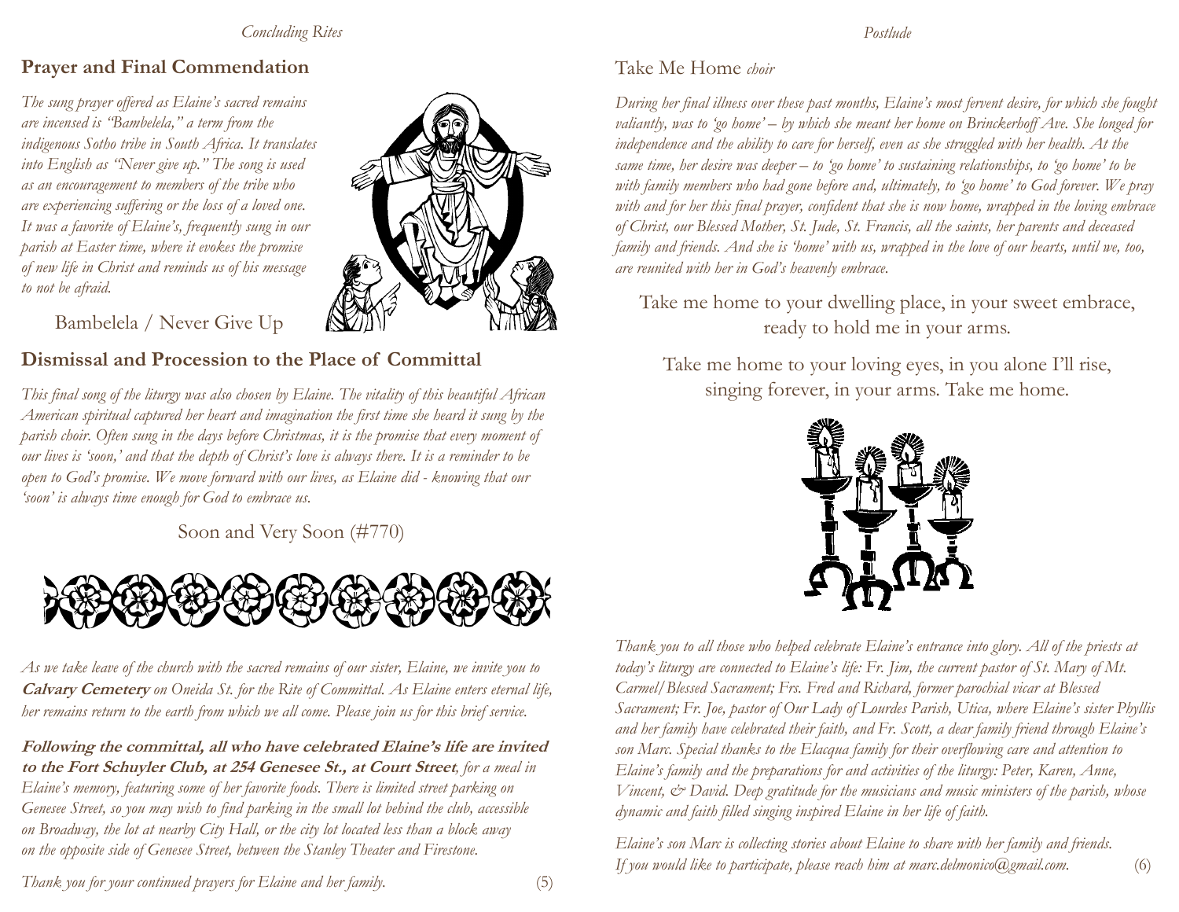*Concluding Rites*

## Prayer and Final Commendation

*The sung prayer offered as Elaine's sacred remains are incensed is "Bambelela," a term from the indigenous Sotho tribe in South Africa. It translates into English as "Never give up." The song is used as an encouragement to members of the tribe who are experiencing suffering or the loss of a loved one. It was a favorite of Elaine's, frequently sung in our parish at Easter time, where it evokes the promise of new life in Christ and reminds us of his message to not be afraid.*

Bambelela / Never Give Up

## Dismissal and Procession to the Place of Committal

*This final song of the liturgy was also chosen by Elaine. The vitality of this beautiful African American spiritual captured her heart and imagination the first time she heard it sung by the parish choir. Often sung in the days before Christmas, it is the promise that every moment of our lives is 'soon,' and that the depth of Christ's love is always there. It is a reminder to be open to God's promise. We move forward with our lives, as Elaine did - knowing that our 'soon' is always time enough for God to embrace us.*

Soon and Very Soon (#770)

*As we take leave of the church with the sacred remains of our sister, Elaine, we invite you to* ***Calvary Cemetery*** *on Oneida St. for the Rite of Committal. As Elaine enters eternal life, her remains return to the earth from which we all come. Please join us for this brief service.*

**Following the committal, all who have celebrated Elaine's life are invited to the Fort Schuyler Club, at 254 Genesee St., at Court Street**, *for a meal in Elaine's memory, featuring some of her favorite foods. There is limited street parking on Genesee Street, so you may wish to find parking in the small lot behind the club, accessible on Broadway, the lot at nearby City Hall, or the city lot located less than a block away on the opposite side of Genesee Street, between the Stanley Theater and Firestone.*

*Thank you for your continued prayers for Elaine and her family.*

*Postlude*

## Take Me Home *choir*

*During her final illness over these past months, Elaine's most fervent desire, for which she fought valiantly, was to 'go home' – by which she meant her home on Brinckerhoff Ave. She longed for independence and the ability to care for herself, even as she struggled with her health. At the same time, her desire was deeper – to 'go home' to sustaining relationships, to 'go home' to be with family members who had gone before and, ultimately, to 'go home' to God forever. We pray with and for her this final prayer, confident that she is now home, wrapped in the loving embrace of Christ, our Blessed Mother, St. Jude, St. Francis, all the saints, her parents and deceased family and friends. And she is 'home' with us, wrapped in the love of our hearts, until we, too, are reunited with her in God's heavenly embrace.*

Take me home to your dwelling place, in your sweet embrace,
ready to hold me in your arms.

Take me home to your loving eyes, in you alone I'll rise,
singing forever, in your arms. Take me home.

*Thank you to all those who helped celebrate Elaine's entrance into glory. All of the priests at today's liturgy are connected to Elaine's life: Fr. Jim, the current pastor of St. Mary of Mt. Carmel/Blessed Sacrament; Frs. Fred and Richard, former parochial vicar at Blessed Sacrament; Fr. Joe, pastor of Our Lady of Lourdes Parish, Utica, where Elaine's sister Phyllis and her family have celebrated their faith, and Fr. Scott, a dear family friend through Elaine's son Marc. Special thanks to the Elacqua family for their overflowing care and attention to Elaine's family and the preparations for and activities of the liturgy: Peter, Karen, Anne, Vincent, & David. Deep gratitude for the musicians and music ministers of the parish, whose dynamic and faith filled singing inspired Elaine in her life of faith.*

*Elaine's son Marc is collecting stories about Elaine to share with her family and friends. If you would like to participate, please reach him at marc.delmonico@gmail.com.*